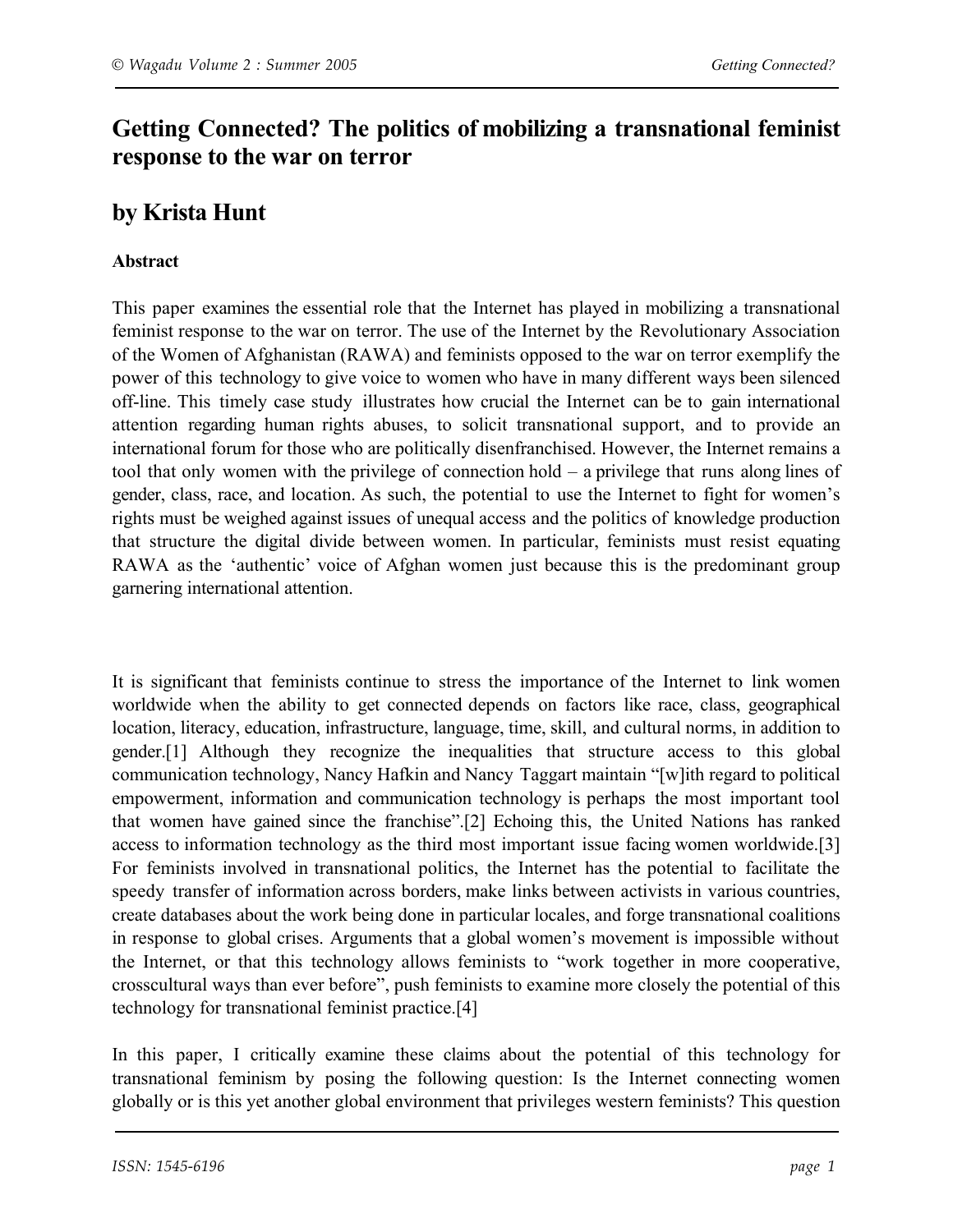# Getting Connected? The politics of mobilizing a transnational feminist response to the war on terror

## by Krista Hunt

### Abstract

This paper examines the essential role that the Internet has played in mobilizing a transnational feminist response to the war on terror. The use of the Internet by the Revolutionary Association of the Women of Afghanistan (RAWA) and feminists opposed to the war on terror exemplify the power of this technology to give voice to women who have in many different ways been silenced off-line. This timely case study illustrates how crucial the Internet can be to gain international attention regarding human rights abuses, to solicit transnational support, and to provide an international forum for those who are politically disenfranchised. However, the Internet remains a tool that only women with the privilege of connection hold – a privilege that runs along lines of gender, class, race, and location. As such, the potential to use the Internet to fight for women's rights must be weighed against issues of unequal access and the politics of knowledge production that structure the digital divide between women. In particular, feminists must resist equating RAWA as the 'authentic' voice of Afghan women just because this is the predominant group garnering international attention.

It is significant that feminists continue to stress the importance of the Internet to link women worldwide when the ability to get connected depends on factors like race, class, geographical location, literacy, education, infrastructure, language, time, skill, and cultural norms, in addition to gender.[1] Although they recognize the inequalities that structure access to this global communication technology, Nancy Hafkin and Nancy Taggart maintain "[w]ith regard to political empowerment, information and communication technology is perhaps the most important tool that women have gained since the franchise".[2] Echoing this, the United Nations has ranked access to information technology as the third most important issue facing women worldwide.[3] For feminists involved in transnational politics, the Internet has the potential to facilitate the speedy transfer of information across borders, make links between activists in various countries, create databases about the work being done in particular locales, and forge transnational coalitions in response to global crises. Arguments that a global women's movement is impossible without the Internet, or that this technology allows feminists to "work together in more cooperative, crosscultural ways than ever before", push feminists to examine more closely the potential of this technology for transnational feminist practice.[4]

In this paper, I critically examine these claims about the potential of this technology for transnational feminism by posing the following question: Is the Internet connecting women globally or is this yet another global environment that privileges western feminists? This question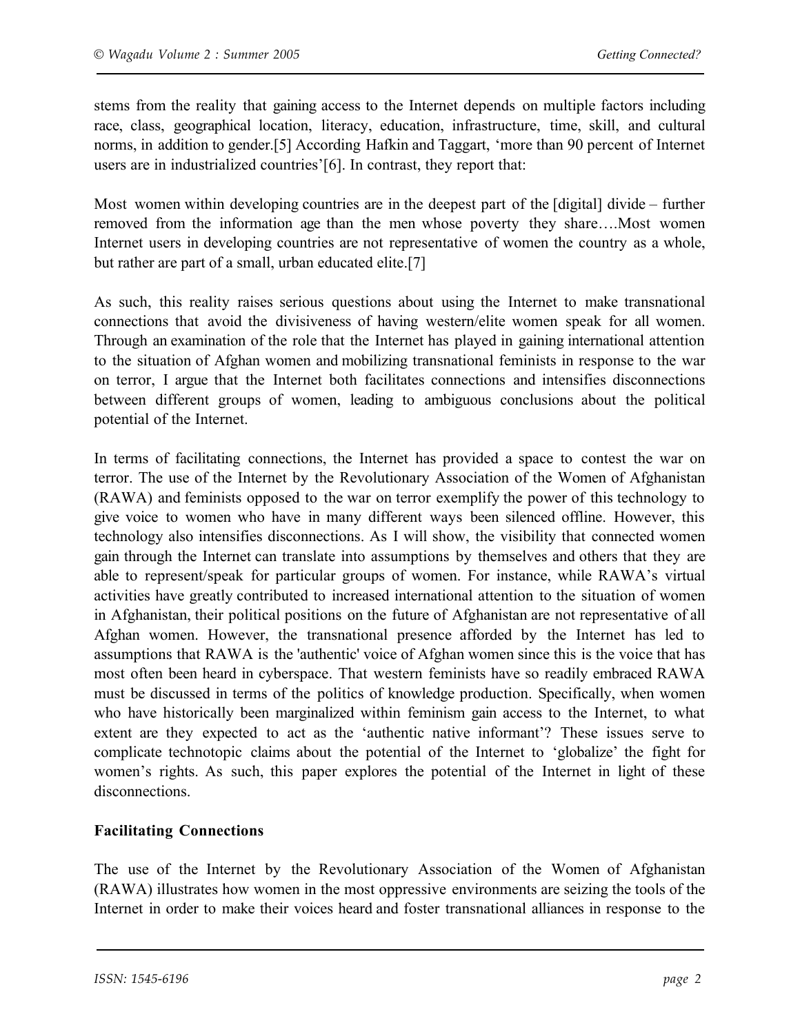stems from the reality that gaining access to the Internet depends on multiple factors including race, class, geographical location, literacy, education, infrastructure, time, skill, and cultural norms, in addition to gender.[5] According Hafkin and Taggart, 'more than 90 percent of Internet users are in industrialized countries'[6]. In contrast, they report that:

Most women within developing countries are in the deepest part of the [digital] divide – further removed from the information age than the men whose poverty they share….Most women Internet users in developing countries are not representative of women the country as a whole, but rather are part of a small, urban educated elite.[7]

As such, this reality raises serious questions about using the Internet to make transnational connections that avoid the divisiveness of having western/elite women speak for all women. Through an examination of the role that the Internet has played in gaining international attention to the situation of Afghan women and mobilizing transnational feminists in response to the war on terror, I argue that the Internet both facilitates connections and intensifies disconnections between different groups of women, leading to ambiguous conclusions about the political potential of the Internet.

In terms of facilitating connections, the Internet has provided a space to contest the war on terror. The use of the Internet by the Revolutionary Association of the Women of Afghanistan (RAWA) and feminists opposed to the war on terror exemplify the power of this technology to give voice to women who have in many different ways been silenced offline. However, this technology also intensifies disconnections. As I will show, the visibility that connected women gain through the Internet can translate into assumptions by themselves and others that they are able to represent/speak for particular groups of women. For instance, while RAWA's virtual activities have greatly contributed to increased international attention to the situation of women in Afghanistan, their political positions on the future of Afghanistan are not representative of all Afghan women. However, the transnational presence afforded by the Internet has led to assumptions that RAWA is the 'authentic' voice of Afghan women since this is the voice that has most often been heard in cyberspace. That western feminists have so readily embraced RAWA must be discussed in terms of the politics of knowledge production. Specifically, when women who have historically been marginalized within feminism gain access to the Internet, to what extent are they expected to act as the 'authentic native informant'? These issues serve to complicate technotopic claims about the potential of the Internet to 'globalize' the fight for women's rights. As such, this paper explores the potential of the Internet in light of these disconnections.

**Facilitating Connections**

The use of the Internet by the Revolutionary Association of the Women of Afghanistan (RAWA) illustrates how women in the most oppressive environments are seizing the tools of the Internet in order to make their voices heard and foster transnational alliances in response to the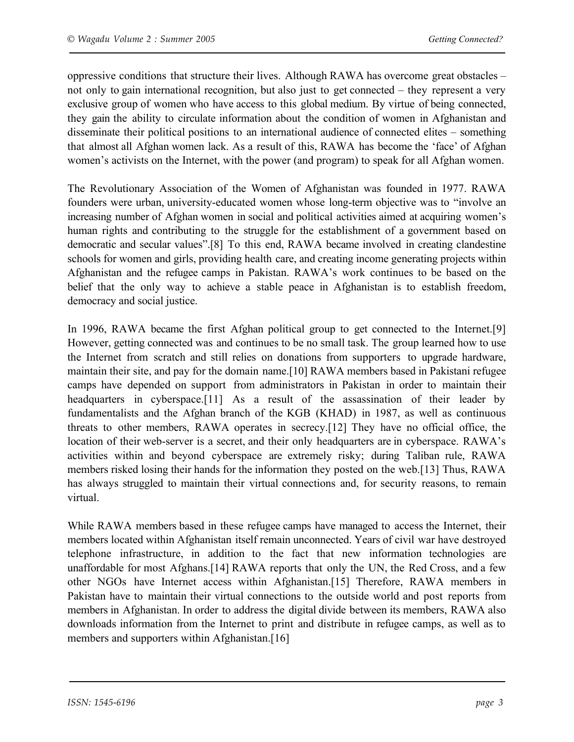oppressive conditions that structure their lives. Although RAWA has overcome great obstacles – not only to gain international recognition, but also just to get connected – they represent a very exclusive group of women who have access to this global medium. By virtue of being connected, they gain the ability to circulate information about the condition of women in Afghanistan and disseminate their political positions to an international audience of connected elites – something that almost all Afghan women lack. As a result of this, RAWA has become the 'face' of Afghan women's activists on the Internet, with the power (and program) to speak for all Afghan women.

The Revolutionary Association of the Women of Afghanistan was founded in 1977. RAWA founders were urban, university-educated women whose long-term objective was to "involve an increasing number of Afghan women in social and political activities aimed at acquiring women's human rights and contributing to the struggle for the establishment of a government based on democratic and secular values".[8] To this end, RAWA became involved in creating clandestine schools for women and girls, providing health care, and creating income generating projects within Afghanistan and the refugee camps in Pakistan. RAWA's work continues to be based on the belief that the only way to achieve a stable peace in Afghanistan is to establish freedom, democracy and social justice.

In 1996, RAWA became the first Afghan political group to get connected to the Internet.[9] However, getting connected was and continues to be no small task. The group learned how to use the Internet from scratch and still relies on donations from supporters to upgrade hardware, maintain their site, and pay for the domain name.[10] RAWA members based in Pakistani refugee camps have depended on support from administrators in Pakistan in order to maintain their headquarters in cyberspace.[11] As a result of the assassination of their leader by fundamentalists and the Afghan branch of the KGB (KHAD) in 1987, as well as continuous threats to other members, RAWA operates in secrecy.[12] They have no official office, the location of their web-server is a secret, and their only headquarters are in cyberspace. RAWA's activities within and beyond cyberspace are extremely risky; during Taliban rule, RAWA members risked losing their hands for the information they posted on the web.[13] Thus, RAWA has always struggled to maintain their virtual connections and, for security reasons, to remain virtual.

While RAWA members based in these refugee camps have managed to access the Internet, their members located within Afghanistan itself remain unconnected. Years of civil war have destroyed telephone infrastructure, in addition to the fact that new information technologies are unaffordable for most Afghans.[14] RAWA reports that only the UN, the Red Cross, and a few other NGOs have Internet access within Afghanistan.[15] Therefore, RAWA members in Pakistan have to maintain their virtual connections to the outside world and post reports from members in Afghanistan. In order to address the digital divide between its members, RAWA also downloads information from the Internet to print and distribute in refugee camps, as well as to members and supporters within Afghanistan.[16]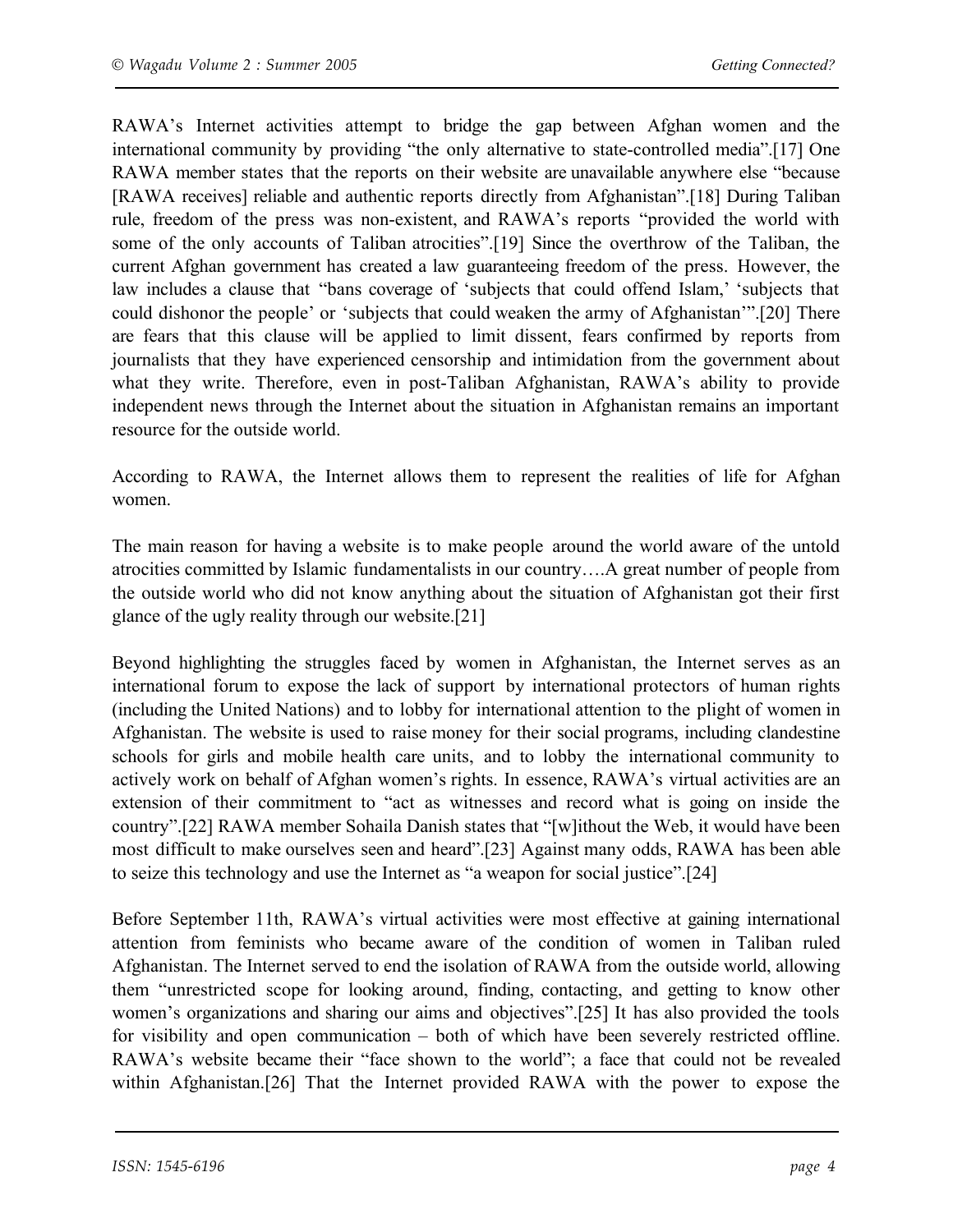RAWA's Internet activities attempt to bridge the gap between Afghan women and the international community by providing "the only alternative to state-controlled media".[17] One RAWA member states that the reports on their website are unavailable anywhere else "because [RAWA receives] reliable and authentic reports directly from Afghanistan".[18] During Taliban rule, freedom of the press was non-existent, and RAWA's reports "provided the world with some of the only accounts of Taliban atrocities".[19] Since the overthrow of the Taliban, the current Afghan government has created a law guaranteeing freedom of the press. However, the law includes a clause that "bans coverage of 'subjects that could offend Islam,' 'subjects that could dishonor the people' or 'subjects that could weaken the army of Afghanistan'".[20] There are fears that this clause will be applied to limit dissent, fears confirmed by reports from journalists that they have experienced censorship and intimidation from the government about what they write. Therefore, even in post-Taliban Afghanistan, RAWA's ability to provide independent news through the Internet about the situation in Afghanistan remains an important resource for the outside world.

According to RAWA, the Internet allows them to represent the realities of life for Afghan women.

The main reason for having a website is to make people around the world aware of the untold atrocities committed by Islamic fundamentalists in our country….A great number of people from the outside world who did not know anything about the situation of Afghanistan got their first glance of the ugly reality through our website.[21]

Beyond highlighting the struggles faced by women in Afghanistan, the Internet serves as an international forum to expose the lack of support by international protectors of human rights (including the United Nations) and to lobby for international attention to the plight of women in Afghanistan. The website is used to raise money for their social programs, including clandestine schools for girls and mobile health care units, and to lobby the international community to actively work on behalf of Afghan women's rights. In essence, RAWA's virtual activities are an extension of their commitment to "act as witnesses and record what is going on inside the country".[22] RAWA member Sohaila Danish states that "[w]ithout the Web, it would have been most difficult to make ourselves seen and heard".[23] Against many odds, RAWA has been able to seize this technology and use the Internet as "a weapon for social justice".[24]

Before September 11th, RAWA's virtual activities were most effective at gaining international attention from feminists who became aware of the condition of women in Taliban ruled Afghanistan. The Internet served to end the isolation of RAWA from the outside world, allowing them "unrestricted scope for looking around, finding, contacting, and getting to know other women's organizations and sharing our aims and objectives".[25] It has also provided the tools for visibility and open communication – both of which have been severely restricted offline. RAWA's website became their "face shown to the world"; a face that could not be revealed within Afghanistan.[26] That the Internet provided RAWA with the power to expose the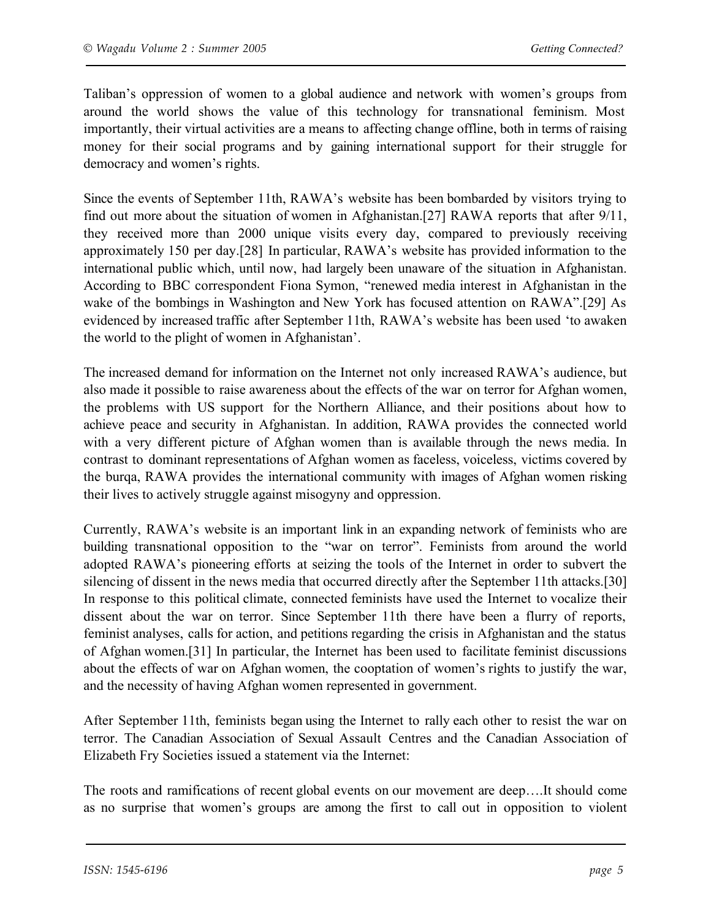Taliban's oppression of women to a global audience and network with women's groups from around the world shows the value of this technology for transnational feminism. Most importantly, their virtual activities are a means to affecting change offline, both in terms of raising money for their social programs and by gaining international support for their struggle for democracy and women's rights.

Since the events of September 11th, RAWA's website has been bombarded by visitors trying to find out more about the situation of women in Afghanistan.[27] RAWA reports that after 9/11, they received more than 2000 unique visits every day, compared to previously receiving approximately 150 per day.[28] In particular, RAWA's website has provided information to the international public which, until now, had largely been unaware of the situation in Afghanistan. According to BBC correspondent Fiona Symon, "renewed media interest in Afghanistan in the wake of the bombings in Washington and New York has focused attention on RAWA".[29] As evidenced by increased traffic after September 11th, RAWA's website has been used 'to awaken the world to the plight of women in Afghanistan'.

The increased demand for information on the Internet not only increased RAWA's audience, but also made it possible to raise awareness about the effects of the war on terror for Afghan women, the problems with US support for the Northern Alliance, and their positions about how to achieve peace and security in Afghanistan. In addition, RAWA provides the connected world with a very different picture of Afghan women than is available through the news media. In contrast to dominant representations of Afghan women as faceless, voiceless, victims covered by the burqa, RAWA provides the international community with images of Afghan women risking their lives to actively struggle against misogyny and oppression.

Currently, RAWA's website is an important link in an expanding network of feminists who are building transnational opposition to the "war on terror". Feminists from around the world adopted RAWA's pioneering efforts at seizing the tools of the Internet in order to subvert the silencing of dissent in the news media that occurred directly after the September 11th attacks.[30] In response to this political climate, connected feminists have used the Internet to vocalize their dissent about the war on terror. Since September 11th there have been a flurry of reports, feminist analyses, calls for action, and petitions regarding the crisis in Afghanistan and the status of Afghan women.[31] In particular, the Internet has been used to facilitate feminist discussions about the effects of war on Afghan women, the cooptation of women's rights to justify the war, and the necessity of having Afghan women represented in government.

After September 11th, feminists began using the Internet to rally each other to resist the war on terror. The Canadian Association of Sexual Assault Centres and the Canadian Association of Elizabeth Fry Societies issued a statement via the Internet:

The roots and ramifications of recent global events on our movement are deep….It should come as no surprise that women's groups are among the first to call out in opposition to violent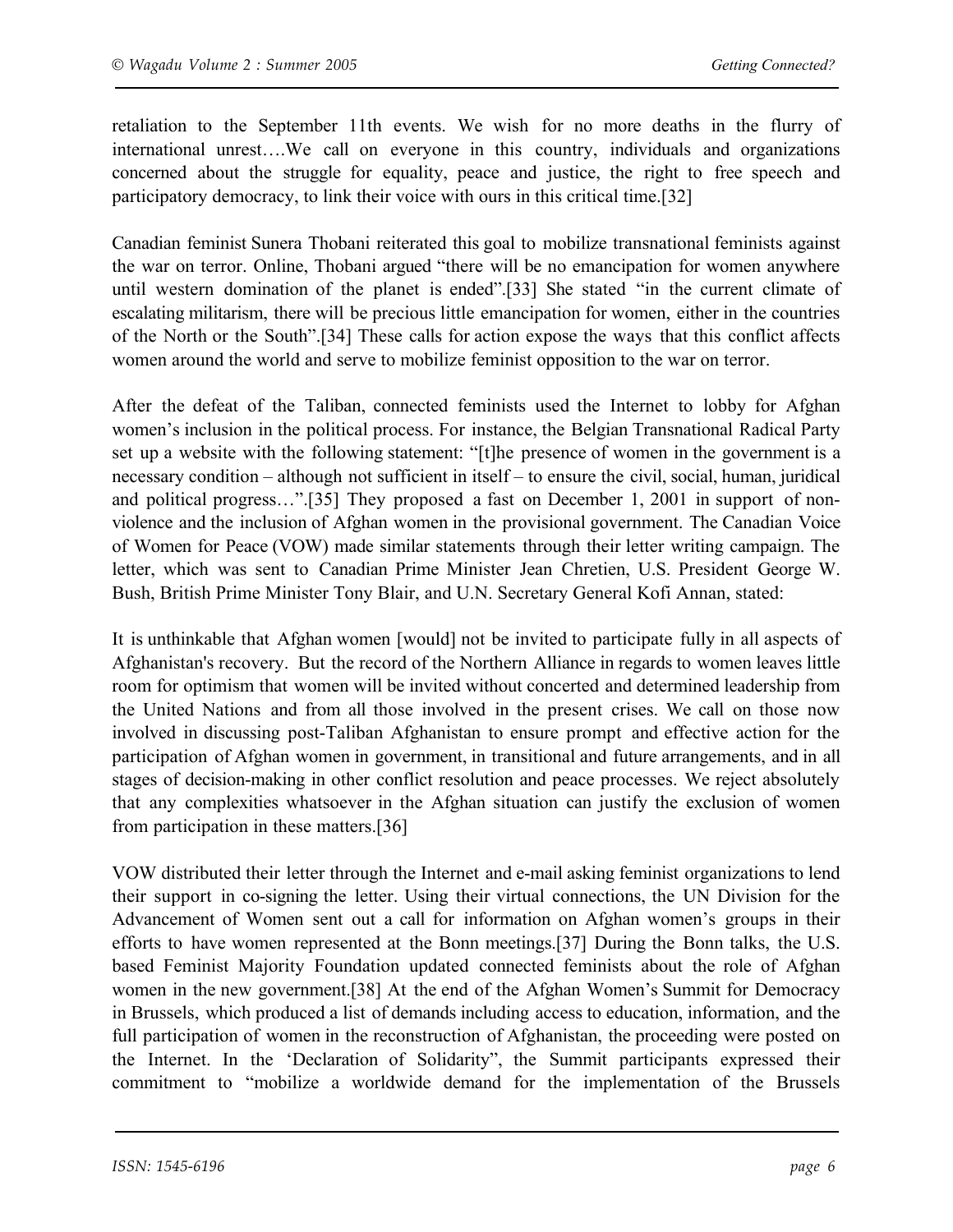retaliation to the September 11th events. We wish for no more deaths in the flurry of international unrest….We call on everyone in this country, individuals and organizations concerned about the struggle for equality, peace and justice, the right to free speech and participatory democracy, to link their voice with ours in this critical time.[32]

Canadian feminist Sunera Thobani reiterated this goal to mobilize transnational feminists against the war on terror. Online, Thobani argued "there will be no emancipation for women anywhere until western domination of the planet is ended".[33] She stated "in the current climate of escalating militarism, there will be precious little emancipation for women, either in the countries of the North or the South".[34] These calls for action expose the ways that this conflict affects women around the world and serve to mobilize feminist opposition to the war on terror.

After the defeat of the Taliban, connected feminists used the Internet to lobby for Afghan women's inclusion in the political process. For instance, the Belgian Transnational Radical Party set up a website with the following statement: "[t]he presence of women in the government is a necessary condition – although not sufficient in itself – to ensure the civil, social, human, juridical and political progress…".[35] They proposed a fast on December 1, 2001 in support of non-violence and the inclusion of Afghan women in the provisional government. The Canadian Voice of Women for Peace (VOW) made similar statements through their letter writing campaign. The letter, which was sent to Canadian Prime Minister Jean Chretien, U.S. President George W. Bush, British Prime Minister Tony Blair, and U.N. Secretary General Kofi Annan, stated:

It is unthinkable that Afghan women [would] not be invited to participate fully in all aspects of Afghanistan's recovery. But the record of the Northern Alliance in regards to women leaves little room for optimism that women will be invited without concerted and determined leadership from the United Nations and from all those involved in the present crises. We call on those now involved in discussing post-Taliban Afghanistan to ensure prompt and effective action for the participation of Afghan women in government, in transitional and future arrangements, and in all stages of decision-making in other conflict resolution and peace processes. We reject absolutely that any complexities whatsoever in the Afghan situation can justify the exclusion of women from participation in these matters.[36]

VOW distributed their letter through the Internet and e-mail asking feminist organizations to lend their support in co-signing the letter. Using their virtual connections, the UN Division for the Advancement of Women sent out a call for information on Afghan women's groups in their efforts to have women represented at the Bonn meetings.[37] During the Bonn talks, the U.S. based Feminist Majority Foundation updated connected feminists about the role of Afghan women in the new government.[38] At the end of the Afghan Women's Summit for Democracy in Brussels, which produced a list of demands including access to education, information, and the full participation of women in the reconstruction of Afghanistan, the proceeding were posted on the Internet. In the 'Declaration of Solidarity", the Summit participants expressed their commitment to "mobilize a worldwide demand for the implementation of the Brussels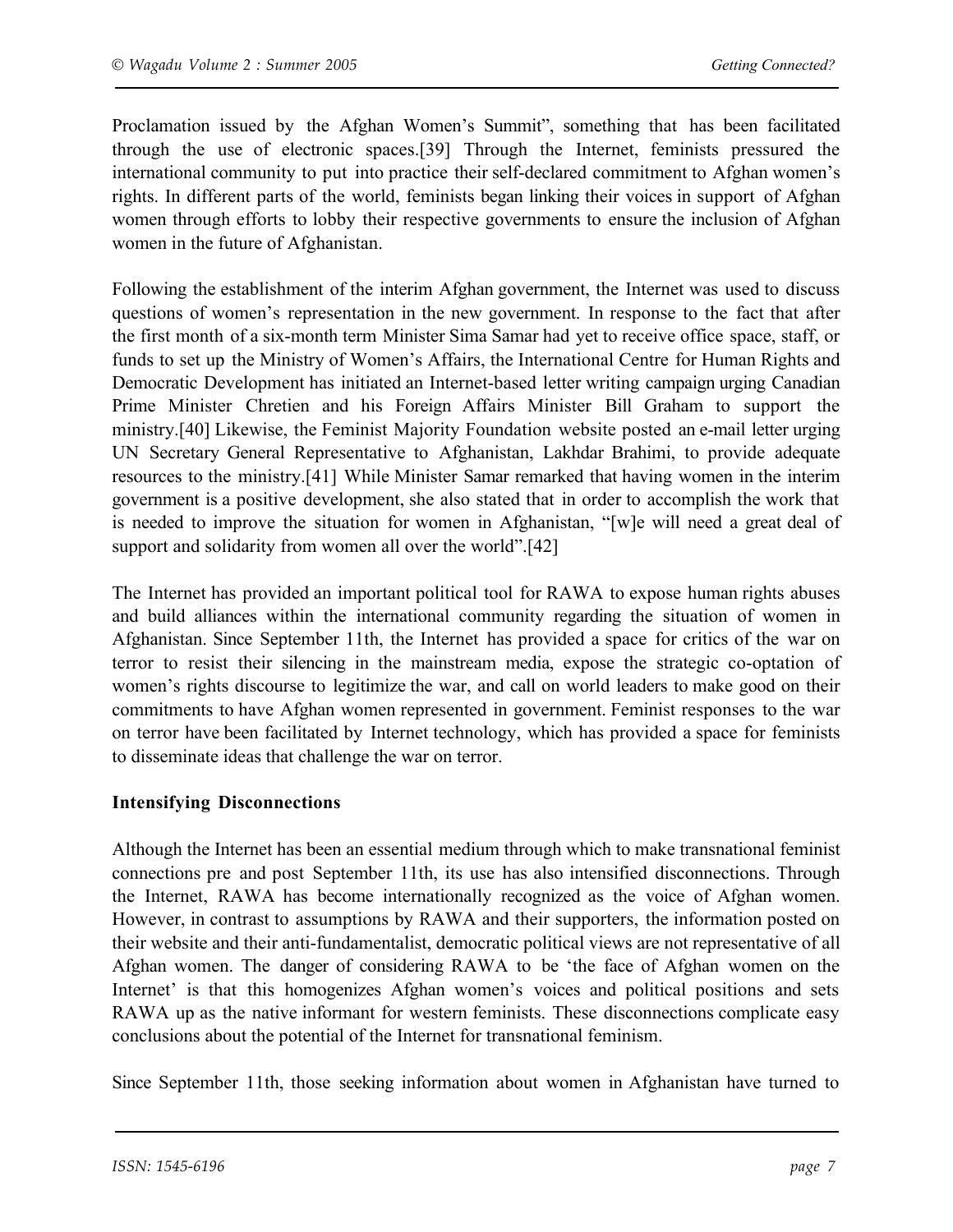Proclamation issued by the Afghan Women's Summit", something that has been facilitated through the use of electronic spaces.[39] Through the Internet, feminists pressured the international community to put into practice their self-declared commitment to Afghan women's rights. In different parts of the world, feminists began linking their voices in support of Afghan women through efforts to lobby their respective governments to ensure the inclusion of Afghan women in the future of Afghanistan.

Following the establishment of the interim Afghan government, the Internet was used to discuss questions of women's representation in the new government. In response to the fact that after the first month of a six-month term Minister Sima Samar had yet to receive office space, staff, or funds to set up the Ministry of Women's Affairs, the International Centre for Human Rights and Democratic Development has initiated an Internet-based letter writing campaign urging Canadian Prime Minister Chretien and his Foreign Affairs Minister Bill Graham to support the ministry.[40] Likewise, the Feminist Majority Foundation website posted an e-mail letter urging UN Secretary General Representative to Afghanistan, Lakhdar Brahimi, to provide adequate resources to the ministry.[41] While Minister Samar remarked that having women in the interim government is a positive development, she also stated that in order to accomplish the work that is needed to improve the situation for women in Afghanistan, "[w]e will need a great deal of support and solidarity from women all over the world".[42]

The Internet has provided an important political tool for RAWA to expose human rights abuses and build alliances within the international community regarding the situation of women in Afghanistan. Since September 11th, the Internet has provided a space for critics of the war on terror to resist their silencing in the mainstream media, expose the strategic co-optation of women's rights discourse to legitimize the war, and call on world leaders to make good on their commitments to have Afghan women represented in government. Feminist responses to the war on terror have been facilitated by Internet technology, which has provided a space for feminists to disseminate ideas that challenge the war on terror.

**Intensifying Disconnections**

Although the Internet has been an essential medium through which to make transnational feminist connections pre and post September 11th, its use has also intensified disconnections. Through the Internet, RAWA has become internationally recognized as the voice of Afghan women. However, in contrast to assumptions by RAWA and their supporters, the information posted on their website and their anti-fundamentalist, democratic political views are not representative of all Afghan women. The danger of considering RAWA to be 'the face of Afghan women on the Internet' is that this homogenizes Afghan women's voices and political positions and sets RAWA up as the native informant for western feminists. These disconnections complicate easy conclusions about the potential of the Internet for transnational feminism.

Since September 11th, those seeking information about women in Afghanistan have turned to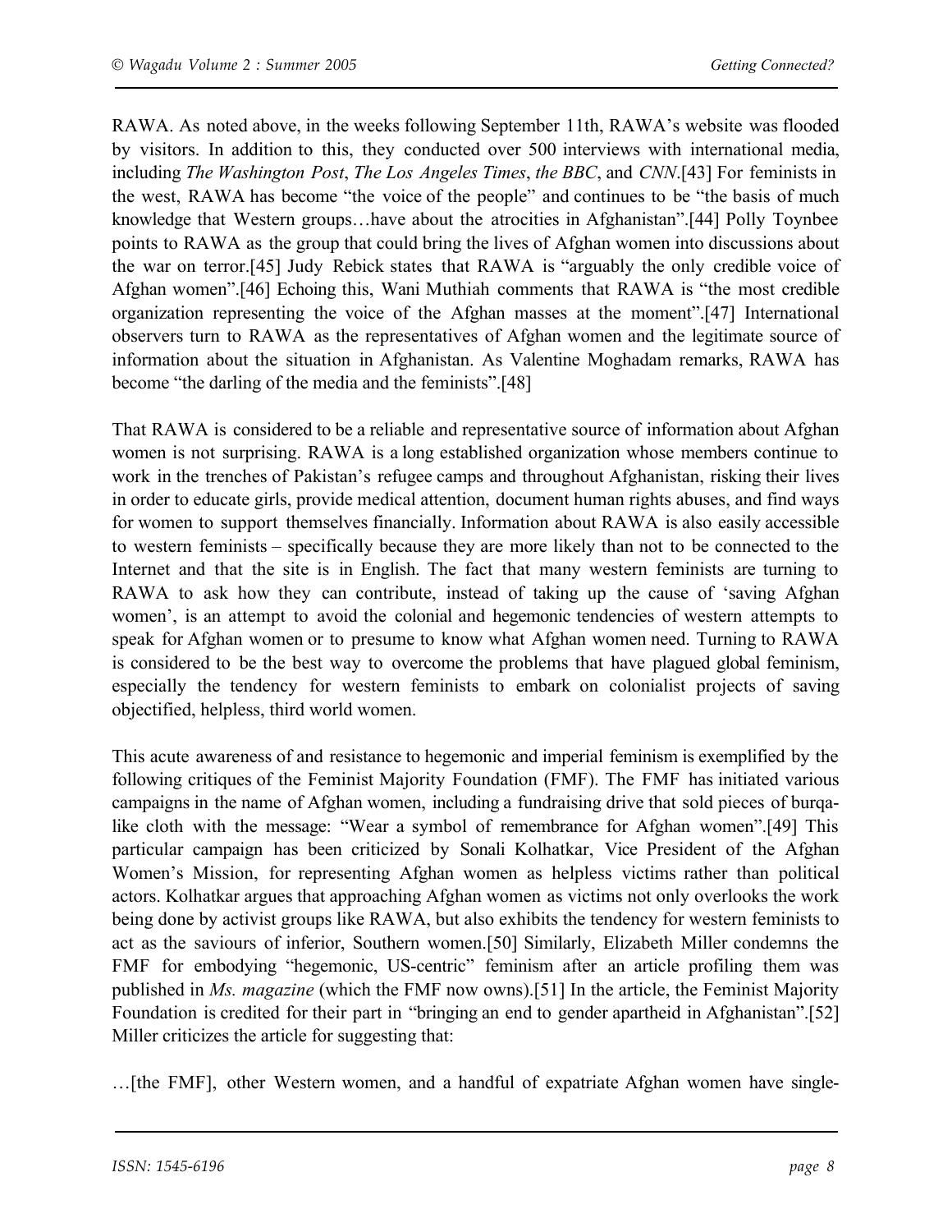RAWA. As noted above, in the weeks following September 11th, RAWA's website was flooded by visitors. In addition to this, they conducted over 500 interviews with international media, including *The Washington Post*, *The Los Angeles Times*, *the BBC*, and *CNN*.[43] For feminists in the west, RAWA has become "the voice of the people" and continues to be "the basis of much knowledge that Western groups…have about the atrocities in Afghanistan".[44] Polly Toynbee points to RAWA as the group that could bring the lives of Afghan women into discussions about the war on terror.[45] Judy Rebick states that RAWA is "arguably the only credible voice of Afghan women".[46] Echoing this, Wani Muthiah comments that RAWA is "the most credible organization representing the voice of the Afghan masses at the moment".[47] International observers turn to RAWA as the representatives of Afghan women and the legitimate source of information about the situation in Afghanistan. As Valentine Moghadam remarks, RAWA has become "the darling of the media and the feminists".[48]

That RAWA is considered to be a reliable and representative source of information about Afghan women is not surprising. RAWA is a long established organization whose members continue to work in the trenches of Pakistan's refugee camps and throughout Afghanistan, risking their lives in order to educate girls, provide medical attention, document human rights abuses, and find ways for women to support themselves financially. Information about RAWA is also easily accessible to western feminists – specifically because they are more likely than not to be connected to the Internet and that the site is in English. The fact that many western feminists are turning to RAWA to ask how they can contribute, instead of taking up the cause of 'saving Afghan women', is an attempt to avoid the colonial and hegemonic tendencies of western attempts to speak for Afghan women or to presume to know what Afghan women need. Turning to RAWA is considered to be the best way to overcome the problems that have plagued global feminism, especially the tendency for western feminists to embark on colonialist projects of saving objectified, helpless, third world women.

This acute awareness of and resistance to hegemonic and imperial feminism is exemplified by the following critiques of the Feminist Majority Foundation (FMF). The FMF has initiated various campaigns in the name of Afghan women, including a fundraising drive that sold pieces of burqa-like cloth with the message: "Wear a symbol of remembrance for Afghan women".[49] This particular campaign has been criticized by Sonali Kolhatkar, Vice President of the Afghan Women's Mission, for representing Afghan women as helpless victims rather than political actors. Kolhatkar argues that approaching Afghan women as victims not only overlooks the work being done by activist groups like RAWA, but also exhibits the tendency for western feminists to act as the saviours of inferior, Southern women.[50] Similarly, Elizabeth Miller condemns the FMF for embodying "hegemonic, US-centric" feminism after an article profiling them was published in *Ms. magazine* (which the FMF now owns).[51] In the article, the Feminist Majority Foundation is credited for their part in "bringing an end to gender apartheid in Afghanistan".[52] Miller criticizes the article for suggesting that:

…[the FMF], other Western women, and a handful of expatriate Afghan women have single-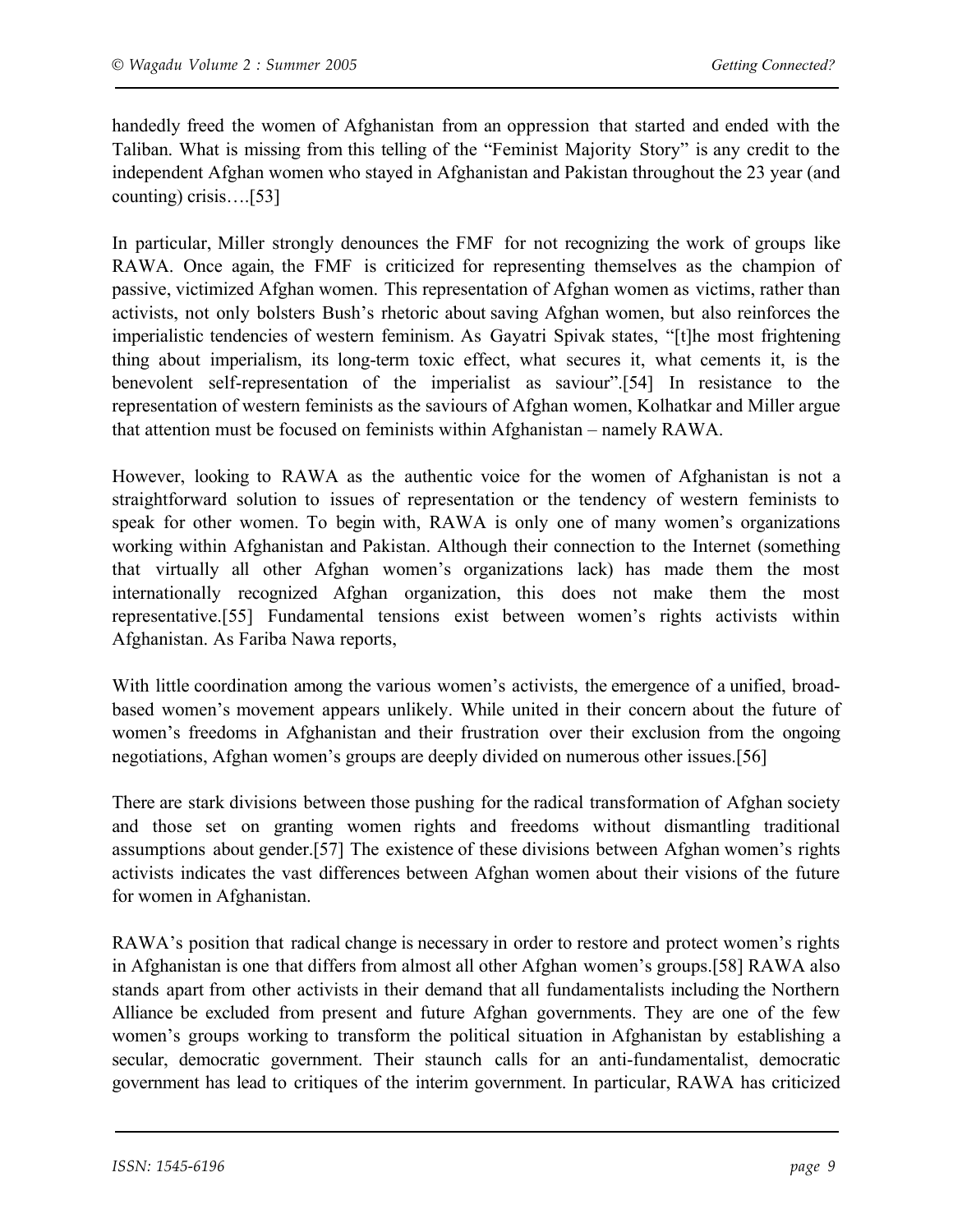handedly freed the women of Afghanistan from an oppression that started and ended with the Taliban. What is missing from this telling of the "Feminist Majority Story" is any credit to the independent Afghan women who stayed in Afghanistan and Pakistan throughout the 23 year (and counting) crisis….[53]

In particular, Miller strongly denounces the FMF for not recognizing the work of groups like RAWA. Once again, the FMF is criticized for representing themselves as the champion of passive, victimized Afghan women. This representation of Afghan women as victims, rather than activists, not only bolsters Bush's rhetoric about saving Afghan women, but also reinforces the imperialistic tendencies of western feminism. As Gayatri Spivak states, "[t]he most frightening thing about imperialism, its long-term toxic effect, what secures it, what cements it, is the benevolent self-representation of the imperialist as saviour".[54] In resistance to the representation of western feminists as the saviours of Afghan women, Kolhatkar and Miller argue that attention must be focused on feminists within Afghanistan – namely RAWA.

However, looking to RAWA as the authentic voice for the women of Afghanistan is not a straightforward solution to issues of representation or the tendency of western feminists to speak for other women. To begin with, RAWA is only one of many women's organizations working within Afghanistan and Pakistan. Although their connection to the Internet (something that virtually all other Afghan women's organizations lack) has made them the most internationally recognized Afghan organization, this does not make them the most representative.[55] Fundamental tensions exist between women's rights activists within Afghanistan. As Fariba Nawa reports,

> With little coordination among the various women's activists, the emergence of a unified, broad-based women's movement appears unlikely. While united in their concern about the future of women's freedoms in Afghanistan and their frustration over their exclusion from the ongoing negotiations, Afghan women's groups are deeply divided on numerous other issues.[56]

There are stark divisions between those pushing for the radical transformation of Afghan society and those set on granting women rights and freedoms without dismantling traditional assumptions about gender.[57] The existence of these divisions between Afghan women's rights activists indicates the vast differences between Afghan women about their visions of the future for women in Afghanistan.

RAWA's position that radical change is necessary in order to restore and protect women's rights in Afghanistan is one that differs from almost all other Afghan women's groups.[58] RAWA also stands apart from other activists in their demand that all fundamentalists including the Northern Alliance be excluded from present and future Afghan governments. They are one of the few women's groups working to transform the political situation in Afghanistan by establishing a secular, democratic government. Their staunch calls for an anti-fundamentalist, democratic government has lead to critiques of the interim government. In particular, RAWA has criticized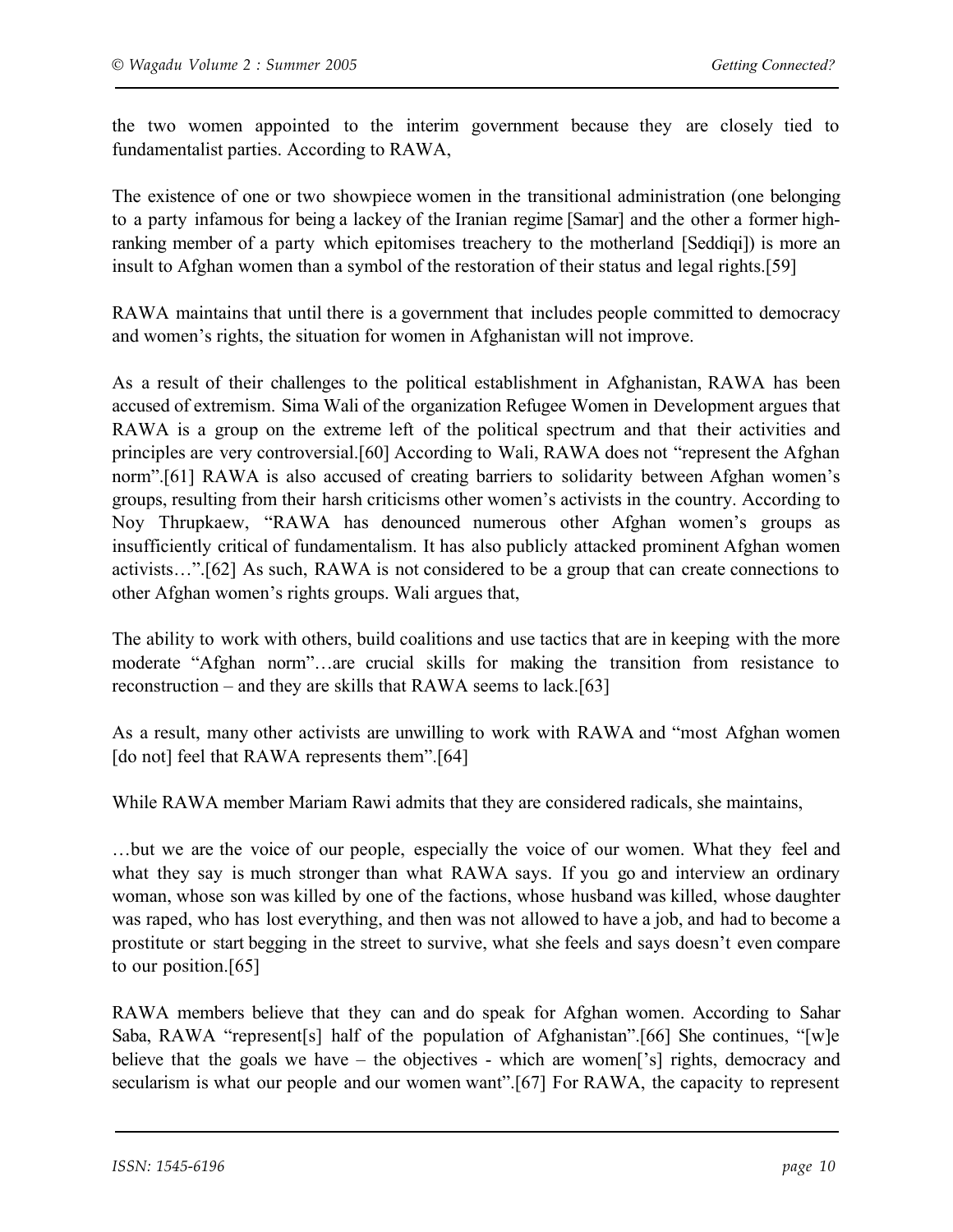the two women appointed to the interim government because they are closely tied to fundamentalist parties. According to RAWA,

The existence of one or two showpiece women in the transitional administration (one belonging to a party infamous for being a lackey of the Iranian regime [Samar] and the other a former high-ranking member of a party which epitomises treachery to the motherland [Seddiqi]) is more an insult to Afghan women than a symbol of the restoration of their status and legal rights.[59]

RAWA maintains that until there is a government that includes people committed to democracy and women's rights, the situation for women in Afghanistan will not improve.

As a result of their challenges to the political establishment in Afghanistan, RAWA has been accused of extremism. Sima Wali of the organization Refugee Women in Development argues that RAWA is a group on the extreme left of the political spectrum and that their activities and principles are very controversial.[60] According to Wali, RAWA does not "represent the Afghan norm".[61] RAWA is also accused of creating barriers to solidarity between Afghan women's groups, resulting from their harsh criticisms other women's activists in the country. According to Noy Thrupkaew, "RAWA has denounced numerous other Afghan women's groups as insufficiently critical of fundamentalism. It has also publicly attacked prominent Afghan women activists…".[62] As such, RAWA is not considered to be a group that can create connections to other Afghan women's rights groups. Wali argues that,

The ability to work with others, build coalitions and use tactics that are in keeping with the more moderate "Afghan norm"…are crucial skills for making the transition from resistance to reconstruction – and they are skills that RAWA seems to lack.[63]

As a result, many other activists are unwilling to work with RAWA and "most Afghan women [do not] feel that RAWA represents them".[64]

While RAWA member Mariam Rawi admits that they are considered radicals, she maintains,

…but we are the voice of our people, especially the voice of our women. What they feel and what they say is much stronger than what RAWA says. If you go and interview an ordinary woman, whose son was killed by one of the factions, whose husband was killed, whose daughter was raped, who has lost everything, and then was not allowed to have a job, and had to become a prostitute or start begging in the street to survive, what she feels and says doesn't even compare to our position.[65]

RAWA members believe that they can and do speak for Afghan women. According to Sahar Saba, RAWA "represent[s] half of the population of Afghanistan".[66] She continues, "[w]e believe that the goals we have – the objectives - which are women['s] rights, democracy and secularism is what our people and our women want".[67] For RAWA, the capacity to represent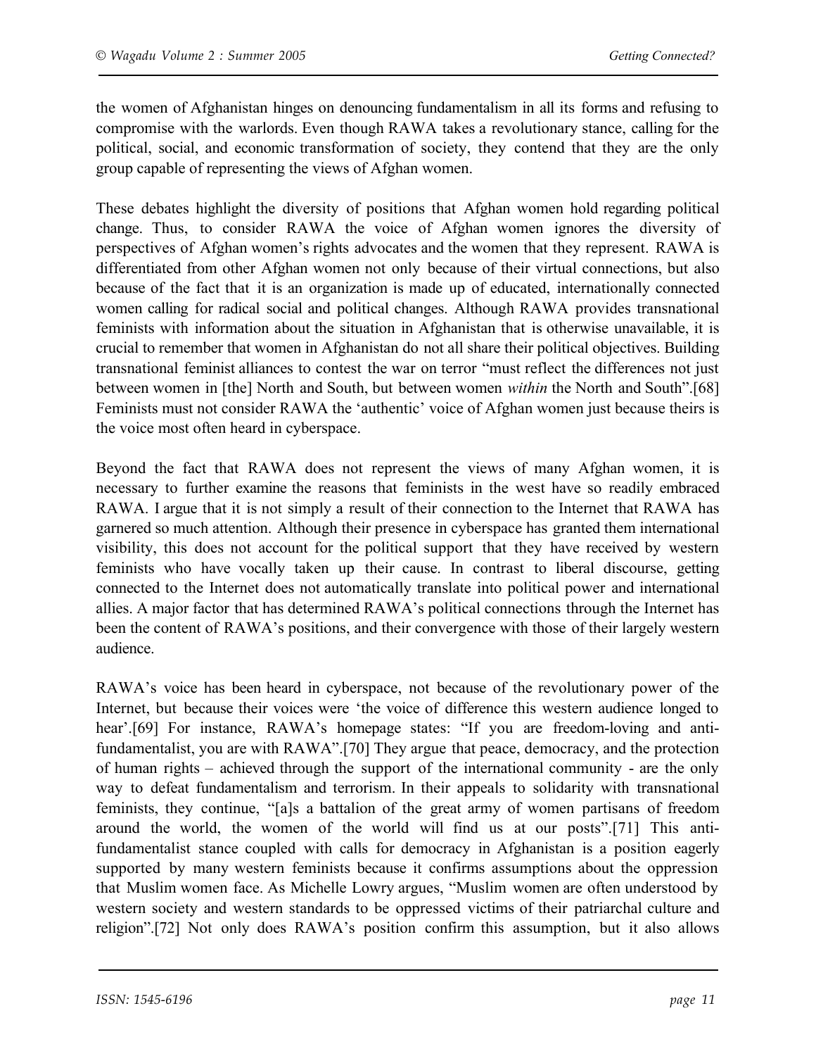the women of Afghanistan hinges on denouncing fundamentalism in all its forms and refusing to compromise with the warlords. Even though RAWA takes a revolutionary stance, calling for the political, social, and economic transformation of society, they contend that they are the only group capable of representing the views of Afghan women.

These debates highlight the diversity of positions that Afghan women hold regarding political change. Thus, to consider RAWA the voice of Afghan women ignores the diversity of perspectives of Afghan women's rights advocates and the women that they represent. RAWA is differentiated from other Afghan women not only because of their virtual connections, but also because of the fact that it is an organization is made up of educated, internationally connected women calling for radical social and political changes. Although RAWA provides transnational feminists with information about the situation in Afghanistan that is otherwise unavailable, it is crucial to remember that women in Afghanistan do not all share their political objectives. Building transnational feminist alliances to contest the war on terror "must reflect the differences not just between women in [the] North and South, but between women *within* the North and South".[68] Feminists must not consider RAWA the 'authentic' voice of Afghan women just because theirs is the voice most often heard in cyberspace.

Beyond the fact that RAWA does not represent the views of many Afghan women, it is necessary to further examine the reasons that feminists in the west have so readily embraced RAWA. I argue that it is not simply a result of their connection to the Internet that RAWA has garnered so much attention. Although their presence in cyberspace has granted them international visibility, this does not account for the political support that they have received by western feminists who have vocally taken up their cause. In contrast to liberal discourse, getting connected to the Internet does not automatically translate into political power and international allies. A major factor that has determined RAWA's political connections through the Internet has been the content of RAWA's positions, and their convergence with those of their largely western audience.

RAWA's voice has been heard in cyberspace, not because of the revolutionary power of the Internet, but because their voices were 'the voice of difference this western audience longed to hear'.[69] For instance, RAWA's homepage states: "If you are freedom-loving and anti-fundamentalist, you are with RAWA".[70] They argue that peace, democracy, and the protection of human rights – achieved through the support of the international community - are the only way to defeat fundamentalism and terrorism. In their appeals to solidarity with transnational feminists, they continue, "[a]s a battalion of the great army of women partisans of freedom around the world, the women of the world will find us at our posts".[71] This anti-fundamentalist stance coupled with calls for democracy in Afghanistan is a position eagerly supported by many western feminists because it confirms assumptions about the oppression that Muslim women face. As Michelle Lowry argues, "Muslim women are often understood by western society and western standards to be oppressed victims of their patriarchal culture and religion".[72] Not only does RAWA's position confirm this assumption, but it also allows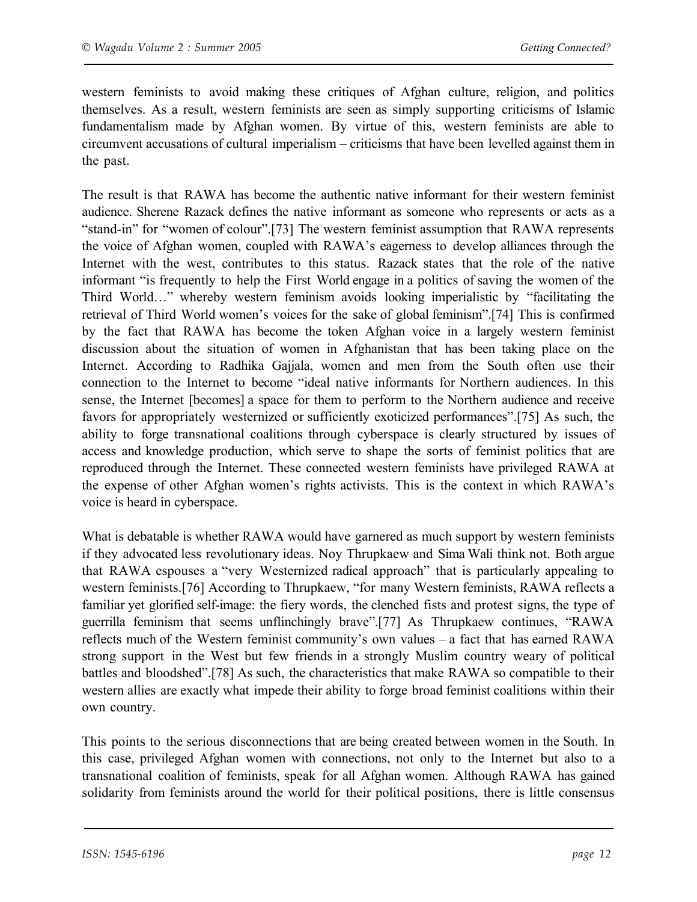western feminists to avoid making these critiques of Afghan culture, religion, and politics themselves. As a result, western feminists are seen as simply supporting criticisms of Islamic fundamentalism made by Afghan women. By virtue of this, western feminists are able to circumvent accusations of cultural imperialism – criticisms that have been levelled against them in the past.

The result is that RAWA has become the authentic native informant for their western feminist audience. Sherene Razack defines the native informant as someone who represents or acts as a "stand-in" for "women of colour".[73] The western feminist assumption that RAWA represents the voice of Afghan women, coupled with RAWA's eagerness to develop alliances through the Internet with the west, contributes to this status. Razack states that the role of the native informant "is frequently to help the First World engage in a politics of saving the women of the Third World…" whereby western feminism avoids looking imperialistic by "facilitating the retrieval of Third World women's voices for the sake of global feminism".[74] This is confirmed by the fact that RAWA has become the token Afghan voice in a largely western feminist discussion about the situation of women in Afghanistan that has been taking place on the Internet. According to Radhika Gajjala, women and men from the South often use their connection to the Internet to become "ideal native informants for Northern audiences. In this sense, the Internet [becomes] a space for them to perform to the Northern audience and receive favors for appropriately westernized or sufficiently exoticized performances".[75] As such, the ability to forge transnational coalitions through cyberspace is clearly structured by issues of access and knowledge production, which serve to shape the sorts of feminist politics that are reproduced through the Internet. These connected western feminists have privileged RAWA at the expense of other Afghan women's rights activists. This is the context in which RAWA's voice is heard in cyberspace.

What is debatable is whether RAWA would have garnered as much support by western feminists if they advocated less revolutionary ideas. Noy Thrupkaew and Sima Wali think not. Both argue that RAWA espouses a "very Westernized radical approach" that is particularly appealing to western feminists.[76] According to Thrupkaew, "for many Western feminists, RAWA reflects a familiar yet glorified self-image: the fiery words, the clenched fists and protest signs, the type of guerrilla feminism that seems unflinchingly brave".[77] As Thrupkaew continues, "RAWA reflects much of the Western feminist community's own values – a fact that has earned RAWA strong support in the West but few friends in a strongly Muslim country weary of political battles and bloodshed".[78] As such, the characteristics that make RAWA so compatible to their western allies are exactly what impede their ability to forge broad feminist coalitions within their own country.

This points to the serious disconnections that are being created between women in the South. In this case, privileged Afghan women with connections, not only to the Internet but also to a transnational coalition of feminists, speak for all Afghan women. Although RAWA has gained solidarity from feminists around the world for their political positions, there is little consensus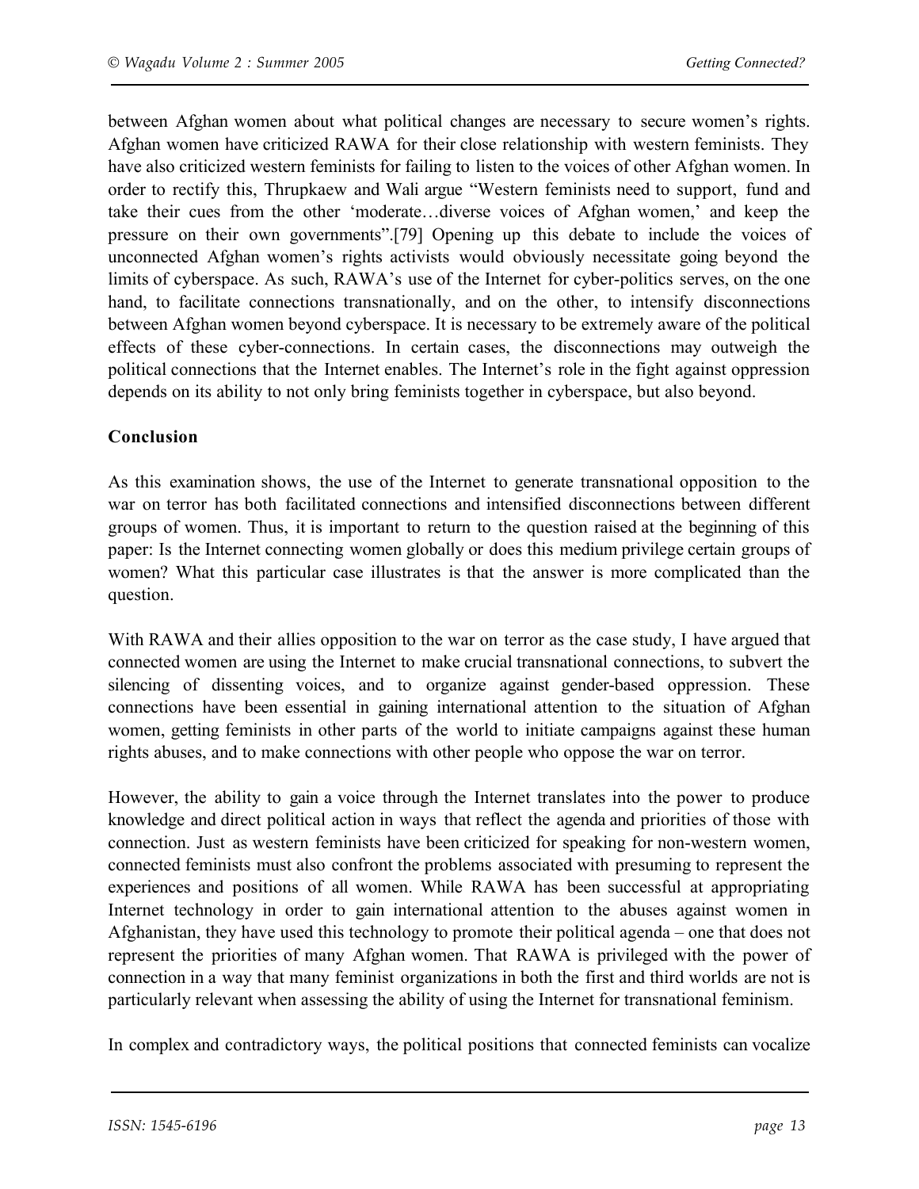between Afghan women about what political changes are necessary to secure women's rights. Afghan women have criticized RAWA for their close relationship with western feminists. They have also criticized western feminists for failing to listen to the voices of other Afghan women. In order to rectify this, Thrupkaew and Wali argue "Western feminists need to support, fund and take their cues from the other 'moderate…diverse voices of Afghan women,' and keep the pressure on their own governments".[79] Opening up this debate to include the voices of unconnected Afghan women's rights activists would obviously necessitate going beyond the limits of cyberspace. As such, RAWA's use of the Internet for cyber-politics serves, on the one hand, to facilitate connections transnationally, and on the other, to intensify disconnections between Afghan women beyond cyberspace. It is necessary to be extremely aware of the political effects of these cyber-connections. In certain cases, the disconnections may outweigh the political connections that the Internet enables. The Internet's role in the fight against oppression depends on its ability to not only bring feminists together in cyberspace, but also beyond.

**Conclusion**

As this examination shows, the use of the Internet to generate transnational opposition to the war on terror has both facilitated connections and intensified disconnections between different groups of women. Thus, it is important to return to the question raised at the beginning of this paper: Is the Internet connecting women globally or does this medium privilege certain groups of women? What this particular case illustrates is that the answer is more complicated than the question.

With RAWA and their allies opposition to the war on terror as the case study, I have argued that connected women are using the Internet to make crucial transnational connections, to subvert the silencing of dissenting voices, and to organize against gender-based oppression. These connections have been essential in gaining international attention to the situation of Afghan women, getting feminists in other parts of the world to initiate campaigns against these human rights abuses, and to make connections with other people who oppose the war on terror.

However, the ability to gain a voice through the Internet translates into the power to produce knowledge and direct political action in ways that reflect the agenda and priorities of those with connection. Just as western feminists have been criticized for speaking for non-western women, connected feminists must also confront the problems associated with presuming to represent the experiences and positions of all women. While RAWA has been successful at appropriating Internet technology in order to gain international attention to the abuses against women in Afghanistan, they have used this technology to promote their political agenda – one that does not represent the priorities of many Afghan women. That RAWA is privileged with the power of connection in a way that many feminist organizations in both the first and third worlds are not is particularly relevant when assessing the ability of using the Internet for transnational feminism.

In complex and contradictory ways, the political positions that connected feminists can vocalize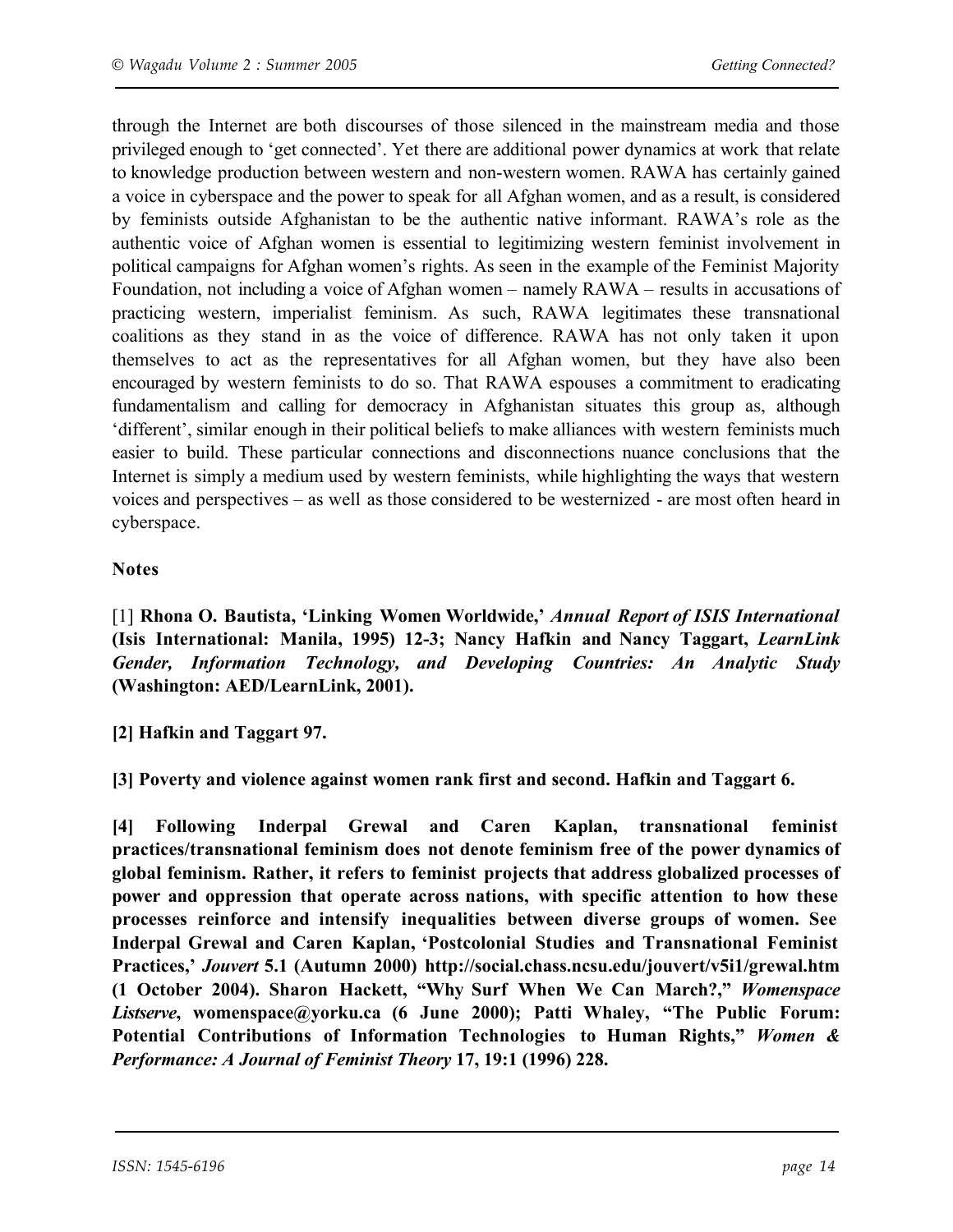through the Internet are both discourses of those silenced in the mainstream media and those privileged enough to 'get connected'. Yet there are additional power dynamics at work that relate to knowledge production between western and non-western women. RAWA has certainly gained a voice in cyberspace and the power to speak for all Afghan women, and as a result, is considered by feminists outside Afghanistan to be the authentic native informant. RAWA's role as the authentic voice of Afghan women is essential to legitimizing western feminist involvement in political campaigns for Afghan women's rights. As seen in the example of the Feminist Majority Foundation, not including a voice of Afghan women – namely RAWA – results in accusations of practicing western, imperialist feminism. As such, RAWA legitimates these transnational coalitions as they stand in as the voice of difference. RAWA has not only taken it upon themselves to act as the representatives for all Afghan women, but they have also been encouraged by western feminists to do so. That RAWA espouses a commitment to eradicating fundamentalism and calling for democracy in Afghanistan situates this group as, although 'different', similar enough in their political beliefs to make alliances with western feminists much easier to build. These particular connections and disconnections nuance conclusions that the Internet is simply a medium used by western feminists, while highlighting the ways that western voices and perspectives – as well as those considered to be westernized - are most often heard in cyberspace.

**Notes**

[1] **Rhona O. Bautista, 'Linking Women Worldwide,'** ***Annual Report of ISIS International*** **(Isis International: Manila, 1995) 12-3; Nancy Hafkin and Nancy Taggart,** ***LearnLink Gender, Information Technology, and Developing Countries: An Analytic Study*** **(Washington: AED/LearnLink, 2001).**

**[2] Hafkin and Taggart 97.**

**[3] Poverty and violence against women rank first and second. Hafkin and Taggart 6.**

**[4] Following Inderpal Grewal and Caren Kaplan, transnational feminist practices/transnational feminism does not denote feminism free of the power dynamics of global feminism. Rather, it refers to feminist projects that address globalized processes of power and oppression that operate across nations, with specific attention to how these processes reinforce and intensify inequalities between diverse groups of women. See Inderpal Grewal and Caren Kaplan, 'Postcolonial Studies and Transnational Feminist Practices,'** ***Jouvert*** **5.1 (Autumn 2000) http://social.chass.ncsu.edu/jouvert/v5i1/grewal.htm (1 October 2004). Sharon Hackett, "Why Surf When We Can March?,"** ***Womenspace Listserve*****, womenspace@yorku.ca (6 June 2000); Patti Whaley, "The Public Forum: Potential Contributions of Information Technologies to Human Rights,"** ***Women & Performance: A Journal of Feminist Theory*** **17, 19:1 (1996) 228.**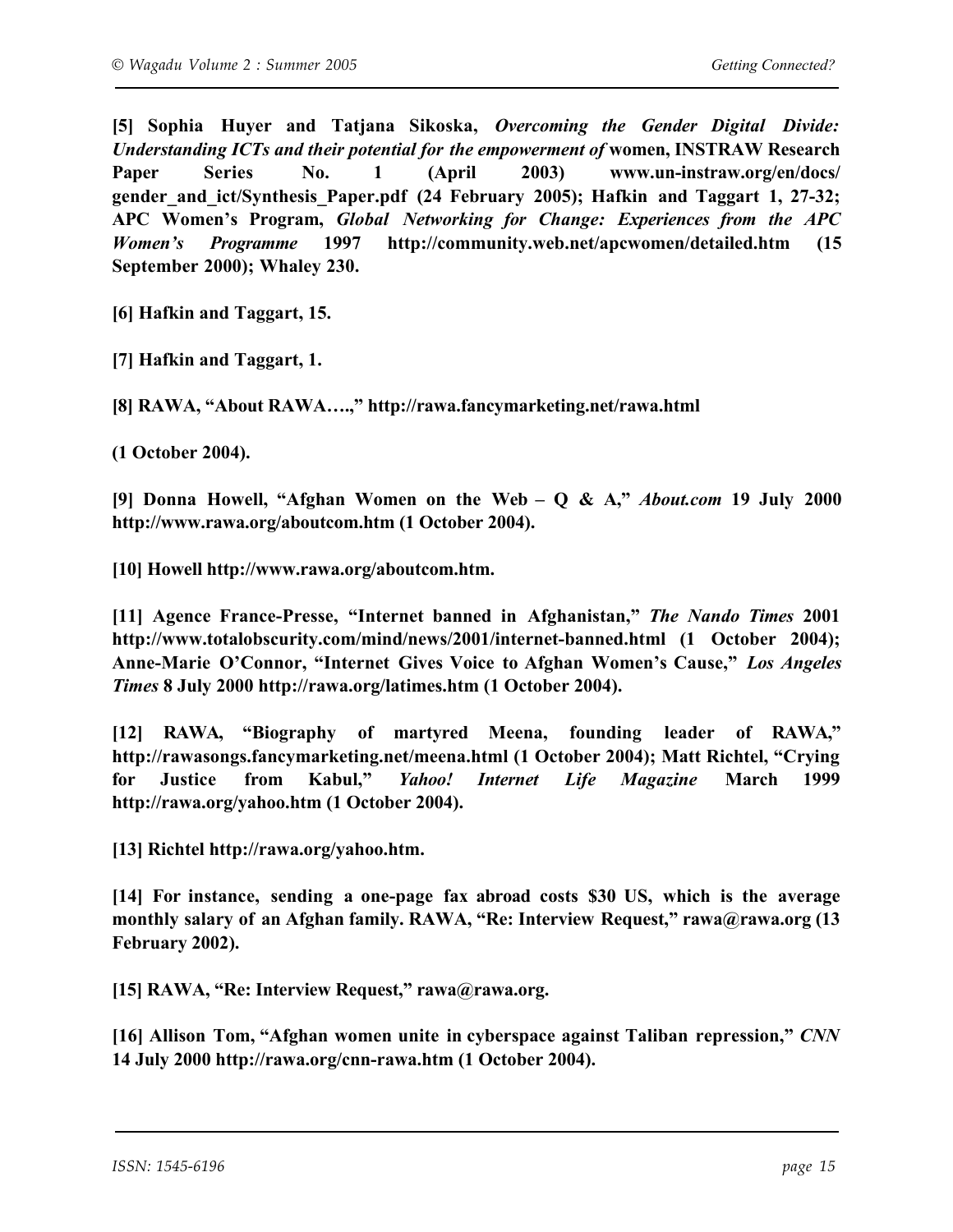**[5] Sophia Huyer and Tatjana Sikoska, *Overcoming the Gender Digital Divide: Understanding ICTs and their potential for the empowerment of* women, INSTRAW Research Paper Series No. 1 (April 2003) www.un-instraw.org/en/docs/ gender_and_ict/Synthesis_Paper.pdf (24 February 2005); Hafkin and Taggart 1, 27-32; APC Women's Program, *Global Networking for Change: Experiences from the APC Women's Programme* 1997 http://community.web.net/apcwomen/detailed.htm (15 September 2000); Whaley 230.**

**[6] Hafkin and Taggart, 15.**

**[7] Hafkin and Taggart, 1.**

**[8] RAWA, "About RAWA….," http://rawa.fancymarketing.net/rawa.html**

**(1 October 2004).**

**[9] Donna Howell, "Afghan Women on the Web – Q & A," *About.com* 19 July 2000 http://www.rawa.org/aboutcom.htm (1 October 2004).**

**[10] Howell http://www.rawa.org/aboutcom.htm.**

**[11] Agence France-Presse, "Internet banned in Afghanistan," *The Nando Times* 2001 http://www.totalobscurity.com/mind/news/2001/internet-banned.html (1 October 2004); Anne-Marie O'Connor, "Internet Gives Voice to Afghan Women's Cause," *Los Angeles Times* 8 July 2000 http://rawa.org/latimes.htm (1 October 2004).**

**[12] RAWA, "Biography of martyred Meena, founding leader of RAWA," http://rawasongs.fancymarketing.net/meena.html (1 October 2004); Matt Richtel, "Crying for Justice from Kabul," *Yahoo! Internet Life Magazine* March 1999 http://rawa.org/yahoo.htm (1 October 2004).**

**[13] Richtel http://rawa.org/yahoo.htm.**

**[14] For instance, sending a one-page fax abroad costs $30 US, which is the average monthly salary of an Afghan family. RAWA, "Re: Interview Request," rawa@rawa.org (13 February 2002).**

**[15] RAWA, "Re: Interview Request," rawa@rawa.org.**

**[16] Allison Tom, "Afghan women unite in cyberspace against Taliban repression," *CNN* 14 July 2000 http://rawa.org/cnn-rawa.htm (1 October 2004).**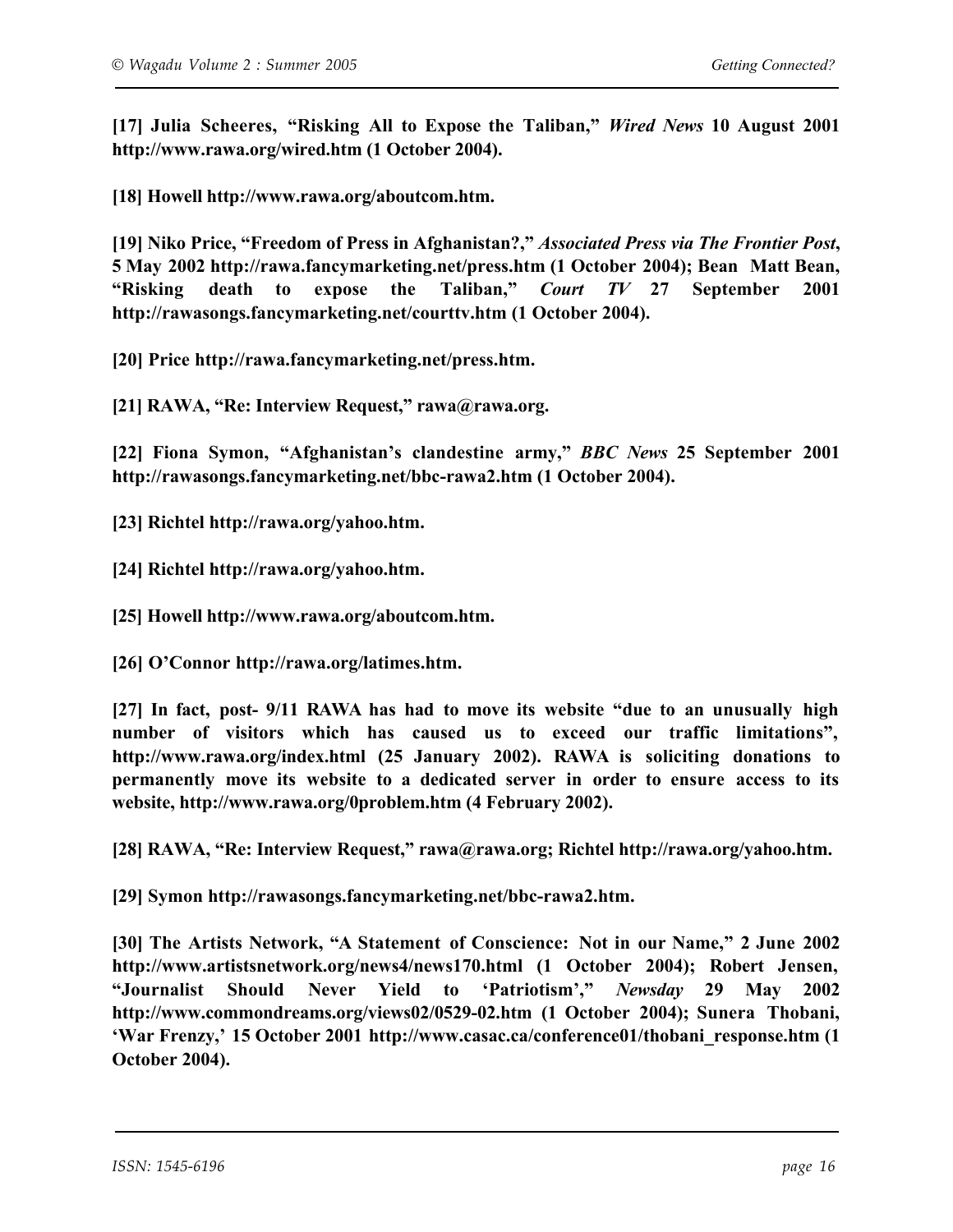**[17] Julia Scheeres, "Risking All to Expose the Taliban,"** ***Wired News*** **10 August 2001 http://www.rawa.org/wired.htm (1 October 2004).**

**[18] Howell http://www.rawa.org/aboutcom.htm.**

**[19] Niko Price, "Freedom of Press in Afghanistan?,"** ***Associated Press via The Frontier Post*****, 5 May 2002 http://rawa.fancymarketing.net/press.htm (1 October 2004); Bean Matt Bean, "Risking death to expose the Taliban,"** ***Court TV*** **27 September 2001 http://rawasongs.fancymarketing.net/courttv.htm (1 October 2004).**

**[20] Price http://rawa.fancymarketing.net/press.htm.**

**[21] RAWA, "Re: Interview Request," rawa@rawa.org.**

**[22] Fiona Symon, "Afghanistan's clandestine army,"** ***BBC News*** **25 September 2001 http://rawasongs.fancymarketing.net/bbc-rawa2.htm (1 October 2004).**

**[23] Richtel http://rawa.org/yahoo.htm.**

**[24] Richtel http://rawa.org/yahoo.htm.**

**[25] Howell http://www.rawa.org/aboutcom.htm.**

**[26] O'Connor http://rawa.org/latimes.htm.**

**[27] In fact, post- 9/11 RAWA has had to move its website "due to an unusually high number of visitors which has caused us to exceed our traffic limitations", http://www.rawa.org/index.html (25 January 2002). RAWA is soliciting donations to permanently move its website to a dedicated server in order to ensure access to its website, http://www.rawa.org/0problem.htm (4 February 2002).**

**[28] RAWA, "Re: Interview Request," rawa@rawa.org; Richtel http://rawa.org/yahoo.htm.**

**[29] Symon http://rawasongs.fancymarketing.net/bbc-rawa2.htm.**

**[30] The Artists Network, "A Statement of Conscience: Not in our Name," 2 June 2002 http://www.artistsnetwork.org/news4/news170.html (1 October 2004); Robert Jensen, "Journalist Should Never Yield to 'Patriotism',"** ***Newsday*** **29 May 2002 http://www.commondreams.org/views02/0529-02.htm (1 October 2004); Sunera Thobani, 'War Frenzy,' 15 October 2001 http://www.casac.ca/conference01/thobani_response.htm (1 October 2004).**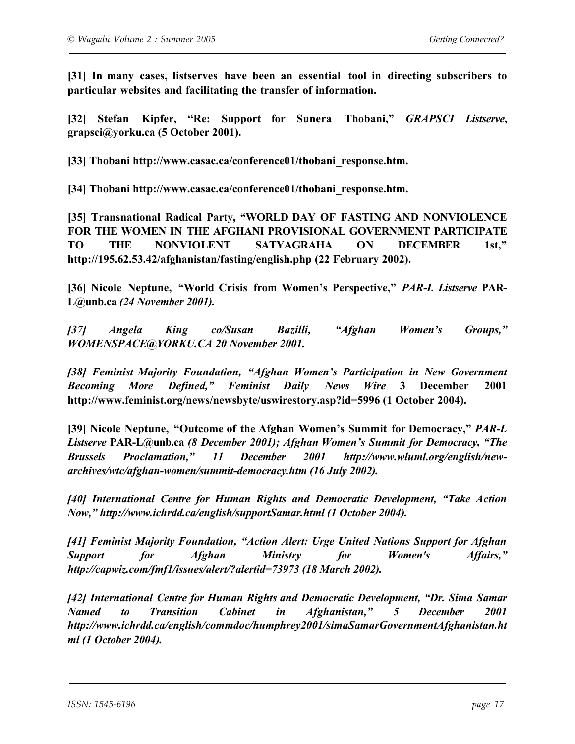**[31] In many cases, listserves have been an essential tool in directing subscribers to particular websites and facilitating the transfer of information.**

**[32] Stefan Kipfer, "Re: Support for Sunera Thobani,"** ***GRAPSCI Listserve*****, grapsci@yorku.ca (5 October 2001).**

**[33] Thobani http://www.casac.ca/conference01/thobani_response.htm.**

**[34] Thobani http://www.casac.ca/conference01/thobani_response.htm.**

**[35] Transnational Radical Party, "WORLD DAY OF FASTING AND NONVIOLENCE FOR THE WOMEN IN THE AFGHANI PROVISIONAL GOVERNMENT PARTICIPATE TO THE NONVIOLENT SATYAGRAHA ON DECEMBER 1st," http://195.62.53.42/afghanistan/fasting/english.php (22 February 2002).**

**[36] Nicole Neptune, "World Crisis from Women's Perspective,"** ***PAR-L Listserve*** **PAR-L@unb.ca** ***(24 November 2001).***

***[37] Angela King co/Susan Bazilli, "Afghan Women's Groups," WOMENSPACE@YORKU.CA 20 November 2001.***

***[38] Feminist Majority Foundation, "Afghan Women's Participation in New Government Becoming More Defined," Feminist Daily News Wire*** **3 December 2001 http://www.feminist.org/news/newsbyte/uswirestory.asp?id=5996 (1 October 2004).**

**[39] Nicole Neptune, "Outcome of the Afghan Women's Summit for Democracy,"** ***PAR-L Listserve*** **PAR-L@unb.ca** ***(8 December 2001); Afghan Women's Summit for Democracy, "The Brussels Proclamation," 11 December 2001 http://www.wluml.org/english/new-archives/wtc/afghan-women/summit-democracy.htm (16 July 2002).***

***[40] International Centre for Human Rights and Democratic Development, "Take Action Now," http://www.ichrdd.ca/english/supportSamar.html (1 October 2004).***

***[41] Feminist Majority Foundation, "Action Alert: Urge United Nations Support for Afghan Support for Afghan Ministry for Women's Affairs," http://capwiz.com/fmf1/issues/alert/?alertid=73973 (18 March 2002).***

***[42] International Centre for Human Rights and Democratic Development, "Dr. Sima Samar Named to Transition Cabinet in Afghanistan," 5 December 2001 http://www.ichrdd.ca/english/commdoc/humphrey2001/simaSamarGovernmentAfghanistan.html (1 October 2004).***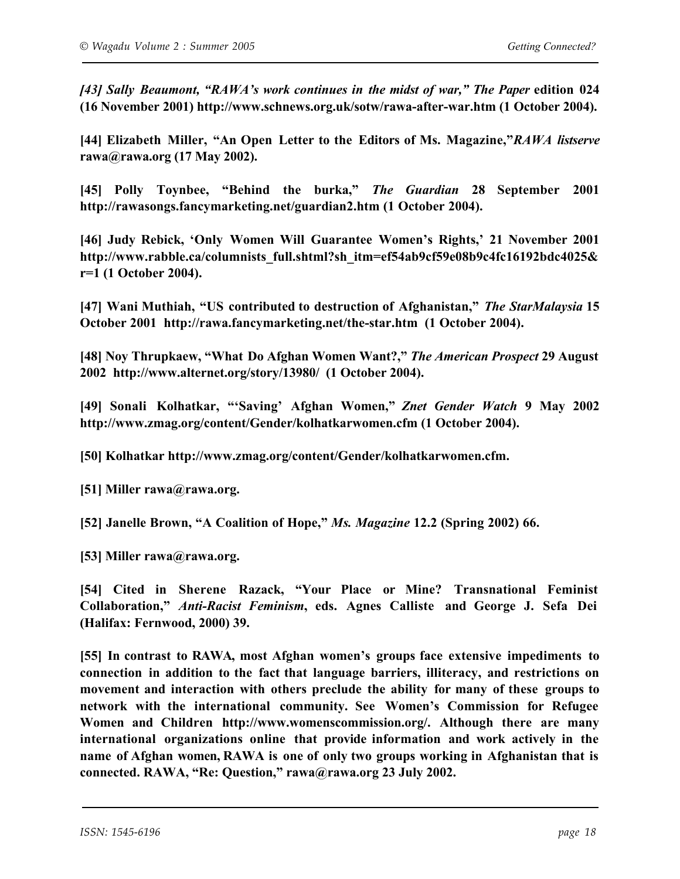*[43] Sally Beaumont, "RAWA's work continues in the midst of war," The Paper* **edition 024 (16 November 2001) http://www.schnews.org.uk/sotw/rawa-after-war.htm (1 October 2004).**

**[44] Elizabeth Miller, "An Open Letter to the Editors of Ms. Magazine,"*RAWA listserve* rawa@rawa.org (17 May 2002).**

**[45] Polly Toynbee, "Behind the burka,"** ***The Guardian*** **28 September 2001 http://rawasongs.fancymarketing.net/guardian2.htm (1 October 2004).**

**[46] Judy Rebick, 'Only Women Will Guarantee Women's Rights,' 21 November 2001 http://www.rabble.ca/columnists_full.shtml?sh_itm=ef54ab9cf59e08b9c4fc16192bdc4025&r=1 (1 October 2004).**

**[47] Wani Muthiah, "US contributed to destruction of Afghanistan,"** ***The StarMalaysia*** **15 October 2001 http://rawa.fancymarketing.net/the-star.htm (1 October 2004).**

**[48] Noy Thrupkaew, "What Do Afghan Women Want?,"** ***The American Prospect*** **29 August 2002 http://www.alternet.org/story/13980/ (1 October 2004).**

**[49] Sonali Kolhatkar, "'Saving' Afghan Women,"** ***Znet Gender Watch*** **9 May 2002 http://www.zmag.org/content/Gender/kolhatkarwomen.cfm (1 October 2004).**

**[50] Kolhatkar http://www.zmag.org/content/Gender/kolhatkarwomen.cfm.**

**[51] Miller rawa@rawa.org.**

**[52] Janelle Brown, "A Coalition of Hope,"** ***Ms. Magazine*** **12.2 (Spring 2002) 66.**

**[53] Miller rawa@rawa.org.**

**[54] Cited in Sherene Razack, "Your Place or Mine? Transnational Feminist Collaboration,"** ***Anti-Racist Feminism*****, eds. Agnes Calliste and George J. Sefa Dei (Halifax: Fernwood, 2000) 39.**

**[55] In contrast to RAWA, most Afghan women's groups face extensive impediments to connection in addition to the fact that language barriers, illiteracy, and restrictions on movement and interaction with others preclude the ability for many of these groups to network with the international community. See Women's Commission for Refugee Women and Children http://www.womenscommission.org/. Although there are many international organizations online that provide information and work actively in the name of Afghan women, RAWA is one of only two groups working in Afghanistan that is connected. RAWA, "Re: Question," rawa@rawa.org 23 July 2002.**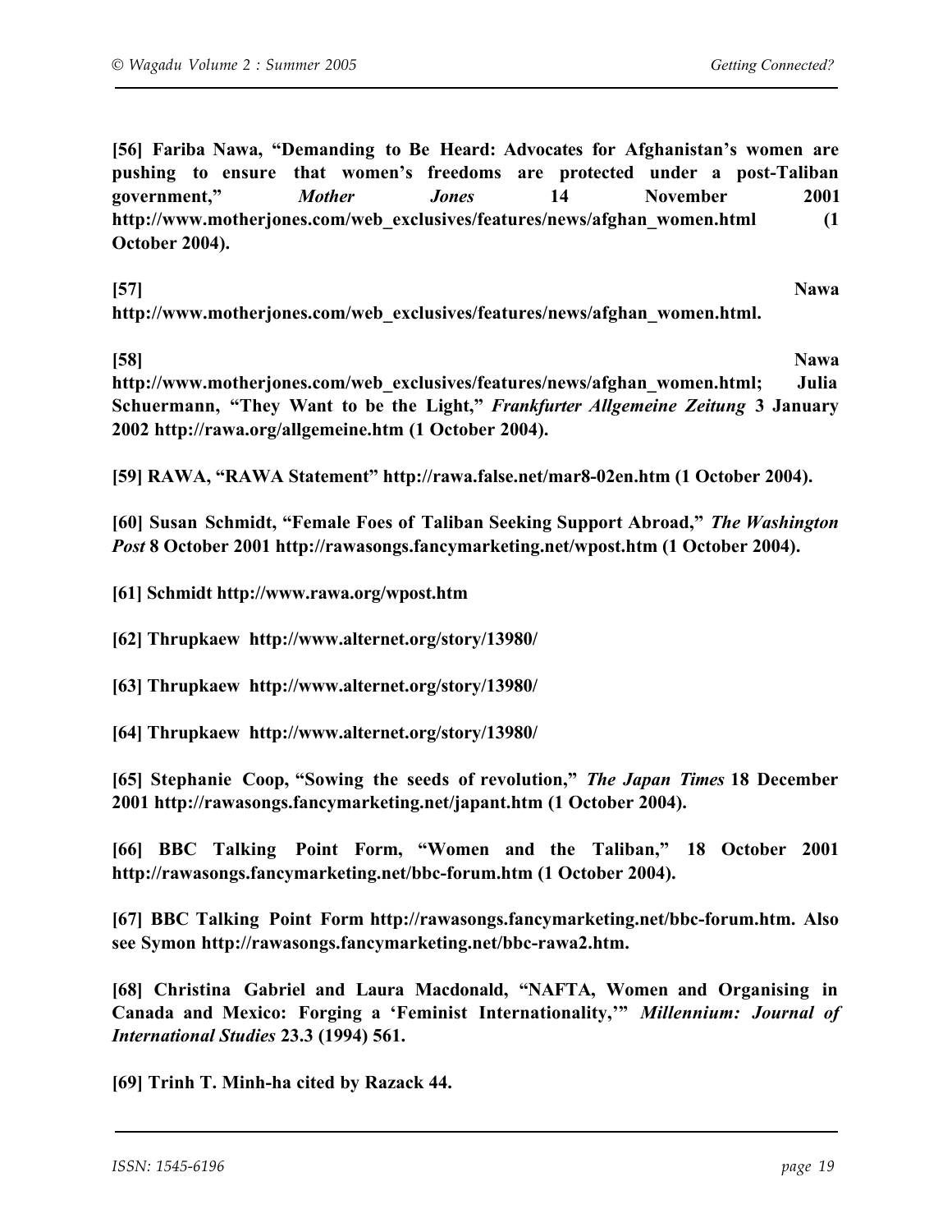**[56] Fariba Nawa, "Demanding to Be Heard: Advocates for Afghanistan's women are pushing to ensure that women's freedoms are protected under a post-Taliban government,"** ***Mother Jones*** **14 November 2001 http://www.motherjones.com/web_exclusives/features/news/afghan_women.html (1 October 2004).**

**[57] Nawa http://www.motherjones.com/web_exclusives/features/news/afghan_women.html.**

**[58] Nawa http://www.motherjones.com/web_exclusives/features/news/afghan_women.html; Julia Schuermann, "They Want to be the Light,"** ***Frankfurter Allgemeine Zeitung*** **3 January 2002 http://rawa.org/allgemeine.htm (1 October 2004).**

**[59] RAWA, "RAWA Statement" http://rawa.false.net/mar8-02en.htm (1 October 2004).**

**[60] Susan Schmidt, "Female Foes of Taliban Seeking Support Abroad,"** ***The Washington Post*** **8 October 2001 http://rawasongs.fancymarketing.net/wpost.htm (1 October 2004).**

**[61] Schmidt http://www.rawa.org/wpost.htm**

**[62] Thrupkaew http://www.alternet.org/story/13980/**

**[63] Thrupkaew http://www.alternet.org/story/13980/**

**[64] Thrupkaew http://www.alternet.org/story/13980/**

**[65] Stephanie Coop, "Sowing the seeds of revolution,"** ***The Japan Times*** **18 December 2001 http://rawasongs.fancymarketing.net/japant.htm (1 October 2004).**

**[66] BBC Talking Point Form, "Women and the Taliban," 18 October 2001 http://rawasongs.fancymarketing.net/bbc-forum.htm (1 October 2004).**

**[67] BBC Talking Point Form http://rawasongs.fancymarketing.net/bbc-forum.htm. Also see Symon http://rawasongs.fancymarketing.net/bbc-rawa2.htm.**

**[68] Christina Gabriel and Laura Macdonald, "NAFTA, Women and Organising in Canada and Mexico: Forging a 'Feminist Internationality,'"** ***Millennium: Journal of International Studies*** **23.3 (1994) 561.**

**[69] Trinh T. Minh-ha cited by Razack 44.**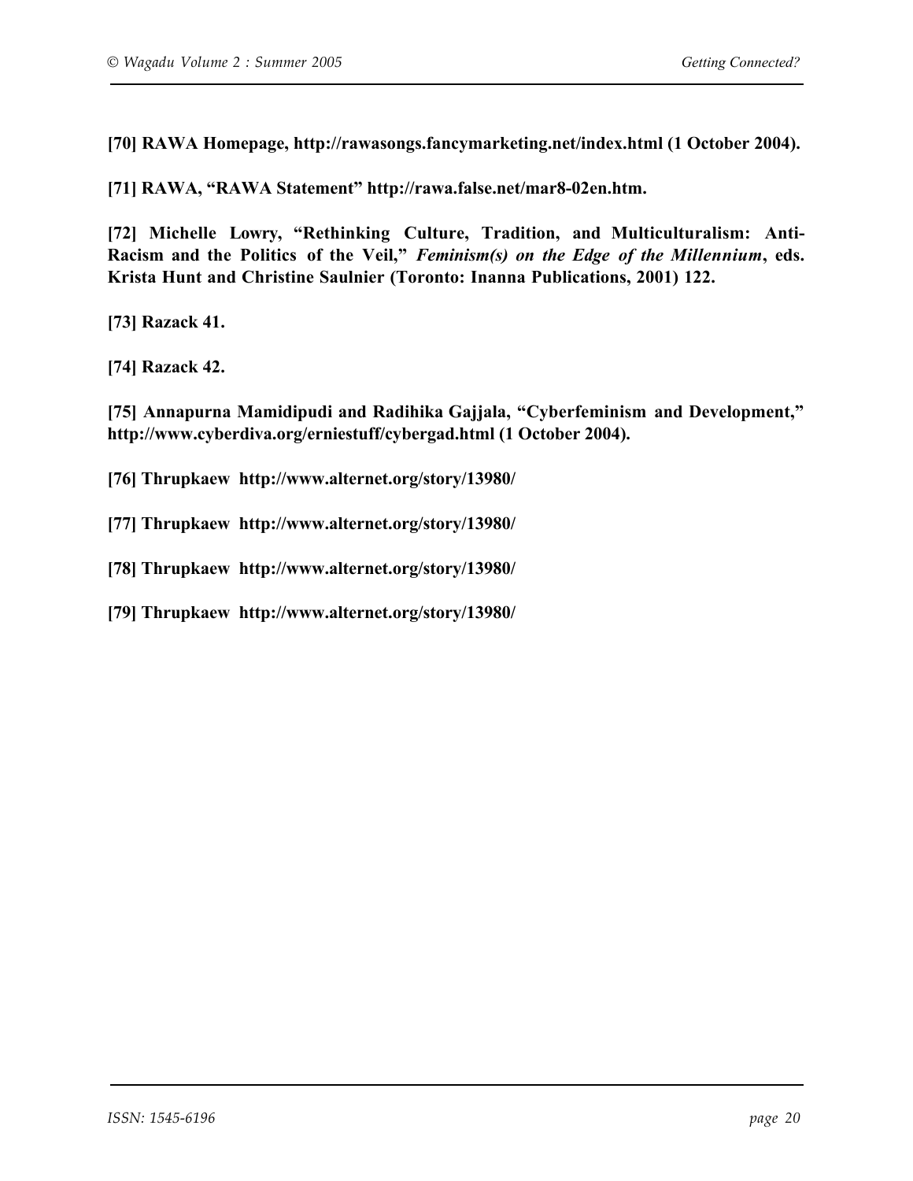**[70] RAWA Homepage, http://rawasongs.fancymarketing.net/index.html (1 October 2004).**

**[71] RAWA, "RAWA Statement" http://rawa.false.net/mar8-02en.htm.**

**[72] Michelle Lowry, "Rethinking Culture, Tradition, and Multiculturalism: Anti-Racism and the Politics of the Veil,"** ***Feminism(s) on the Edge of the Millennium*****, eds. Krista Hunt and Christine Saulnier (Toronto: Inanna Publications, 2001) 122.**

**[73] Razack 41.**

**[74] Razack 42.**

**[75] Annapurna Mamidipudi and Radihika Gajjala, "Cyberfeminism and Development," http://www.cyberdiva.org/erniestuff/cybergad.html (1 October 2004).**

**[76] Thrupkaew http://www.alternet.org/story/13980/**

**[77] Thrupkaew http://www.alternet.org/story/13980/**

**[78] Thrupkaew http://www.alternet.org/story/13980/**

**[79] Thrupkaew http://www.alternet.org/story/13980/**